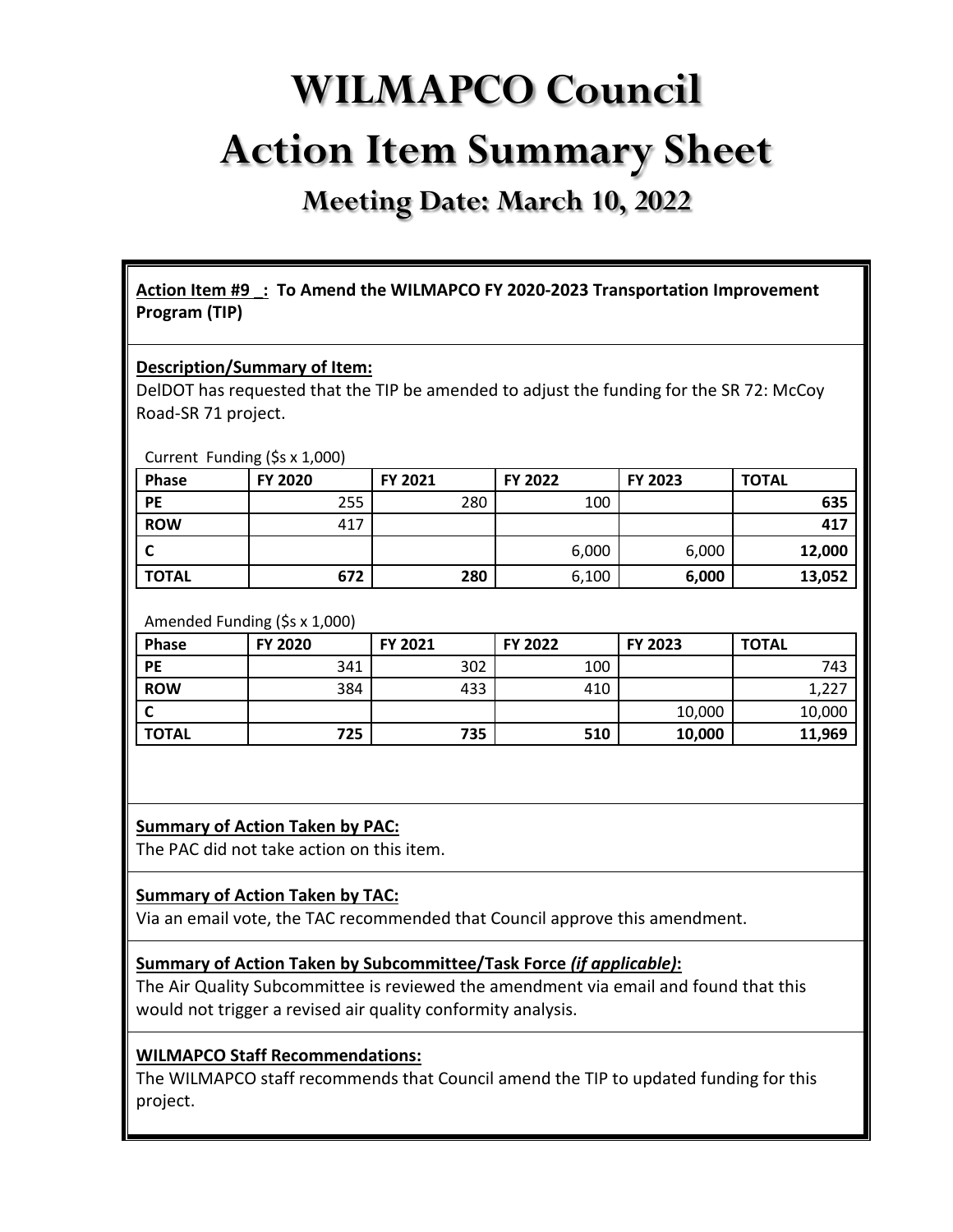# WILMAPCO Council

# Action Item Summary Sheet

## Meeting Date: March 10, 2022

**Action Item #9 _: To Amend the WILMAPCO FY 2020-2023 Transportation Improvement Program (TIP)**

**Description/Summary of Item:**

DelDOT has requested that the TIP be amended to adjust the funding for the SR 72: McCoy Road-SR 71 project.

Current Funding ($s x 1,000)

| Phase | FY 2020 | FY 2021 | FY 2022 | FY 2023 | TOTAL |
|---|---|---|---|---|---|
| **PE** | 255 | 280 | 100 | | **635** |
| **ROW** | 417 | | | | **417** |
| **C** | | | 6,000 | 6,000 | **12,000** |
| **TOTAL** | **672** | **280** | 6,100 | **6,000** | **13,052** |

Amended Funding ($s x 1,000)

| Phase | FY 2020 | FY 2021 | FY 2022 | FY 2023 | TOTAL |
|---|---|---|---|---|---|
| **PE** | 341 | 302 | 100 | | 743 |
| **ROW** | 384 | 433 | 410 | | 1,227 |
| **C** | | | | 10,000 | 10,000 |
| **TOTAL** | **725** | **735** | **510** | **10,000** | **11,969** |

**Summary of Action Taken by PAC:**

The PAC did not take action on this item.

**Summary of Action Taken by TAC:**

Via an email vote, the TAC recommended that Council approve this amendment.

**Summary of Action Taken by Subcommittee/Task Force *(if applicable)*:**

The Air Quality Subcommittee is reviewed the amendment via email and found that this would not trigger a revised air quality conformity analysis.

**WILMAPCO Staff Recommendations:**

The WILMAPCO staff recommends that Council amend the TIP to updated funding for this project.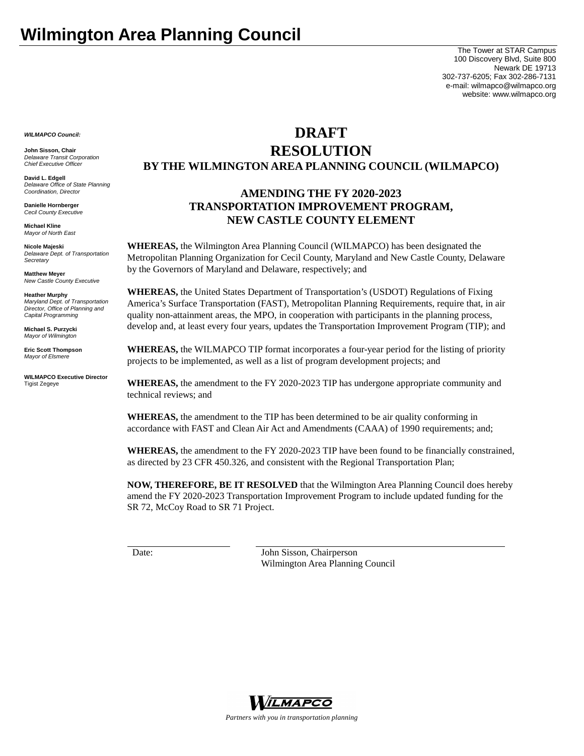# Wilmington Area Planning Council

The Tower at STAR Campus
100 Discovery Blvd, Suite 800
Newark DE 19713
302-737-6205; Fax 302-286-7131
e-mail: wilmapco@wilmapco.org
website: www.wilmapco.org

***WILMAPCO Council:***

**John Sisson, Chair**
*Delaware Transit Corporation Chief Executive Officer*

**David L. Edgell**
*Delaware Office of State Planning Coordination, Director*

**Danielle Hornberger**
*Cecil County Executive*

**Michael Kline**
*Mayor of North East*

**Nicole Majeski**
*Delaware Dept. of Transportation Secretary*

**Matthew Meyer**
*New Castle County Executive*

**Heather Murphy**
*Maryland Dept. of Transportation Director, Office of Planning and Capital Programming*

**Michael S. Purzycki**
*Mayor of Wilmington*

**Eric Scott Thompson**
*Mayor of Elsmere*

**WILMAPCO Executive Director**
Tigist Zegeye

## DRAFT
## RESOLUTION
### BY THE WILMINGTON AREA PLANNING COUNCIL (WILMAPCO)

### AMENDING THE FY 2020-2023 TRANSPORTATION IMPROVEMENT PROGRAM, NEW CASTLE COUNTY ELEMENT

**WHEREAS,** the Wilmington Area Planning Council (WILMAPCO) has been designated the Metropolitan Planning Organization for Cecil County, Maryland and New Castle County, Delaware by the Governors of Maryland and Delaware, respectively; and

**WHEREAS,** the United States Department of Transportation's (USDOT) Regulations of Fixing America's Surface Transportation (FAST), Metropolitan Planning Requirements, require that, in air quality non-attainment areas, the MPO, in cooperation with participants in the planning process, develop and, at least every four years, updates the Transportation Improvement Program (TIP); and

**WHEREAS,** the WILMAPCO TIP format incorporates a four-year period for the listing of priority projects to be implemented, as well as a list of program development projects; and

**WHEREAS,** the amendment to the FY 2020-2023 TIP has undergone appropriate community and technical reviews; and

**WHEREAS,** the amendment to the TIP has been determined to be air quality conforming in accordance with FAST and Clean Air Act and Amendments (CAAA) of 1990 requirements; and;

**WHEREAS,** the amendment to the FY 2020-2023 TIP have been found to be financially constrained, as directed by 23 CFR 450.326, and consistent with the Regional Transportation Plan;

**NOW, THEREFORE, BE IT RESOLVED** that the Wilmington Area Planning Council does hereby amend the FY 2020-2023 Transportation Improvement Program to include updated funding for the SR 72, McCoy Road to SR 71 Project.

Date:

John Sisson, Chairperson
Wilmington Area Planning Council

WILMAPCO
*Partners with you in transportation planning*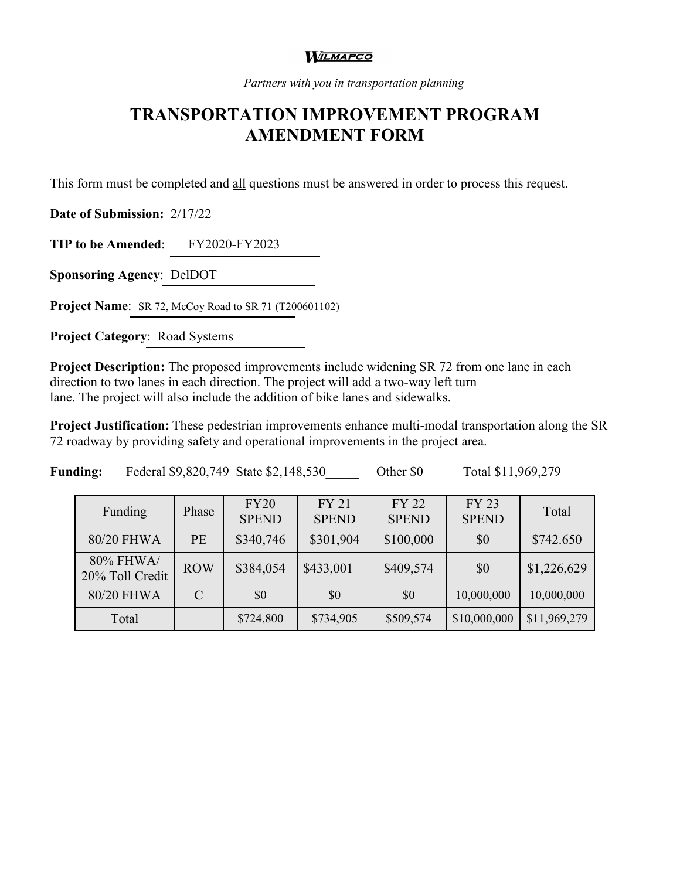**WILMAPCO**

*Partners with you in transportation planning*

# TRANSPORTATION IMPROVEMENT PROGRAM AMENDMENT FORM

This form must be completed and all questions must be answered in order to process this request.

**Date of Submission:** 2/17/22

**TIP to be Amended**: FY2020-FY2023

**Sponsoring Agency**: DelDOT

**Project Name**: SR 72, McCoy Road to SR 71 (T200601102)

**Project Category**: Road Systems

**Project Description:** The proposed improvements include widening SR 72 from one lane in each direction to two lanes in each direction. The project will add a two-way left turn lane. The project will also include the addition of bike lanes and sidewalks.

**Project Justification:** These pedestrian improvements enhance multi-modal transportation along the SR 72 roadway by providing safety and operational improvements in the project area.

**Funding:** Federal $9,820,749 State $2,148,530 Other $0 Total $11,969,279

| Funding | Phase | FY20 SPEND | FY 21 SPEND | FY 22 SPEND | FY 23 SPEND | Total |
|---|---|---|---|---|---|---|
| 80/20 FHWA | PE | $340,746 | $301,904 | $100,000 | $0 | $742.650 |
| 80% FHWA/ 20% Toll Credit | ROW | $384,054 | $433,001 | $409,574 | $0 | $1,226,629 |
| 80/20 FHWA | C | $0 | $0 | $0 | 10,000,000 | 10,000,000 |
| Total | | $724,800 | $734,905 | $509,574 | $10,000,000 | $11,969,279 |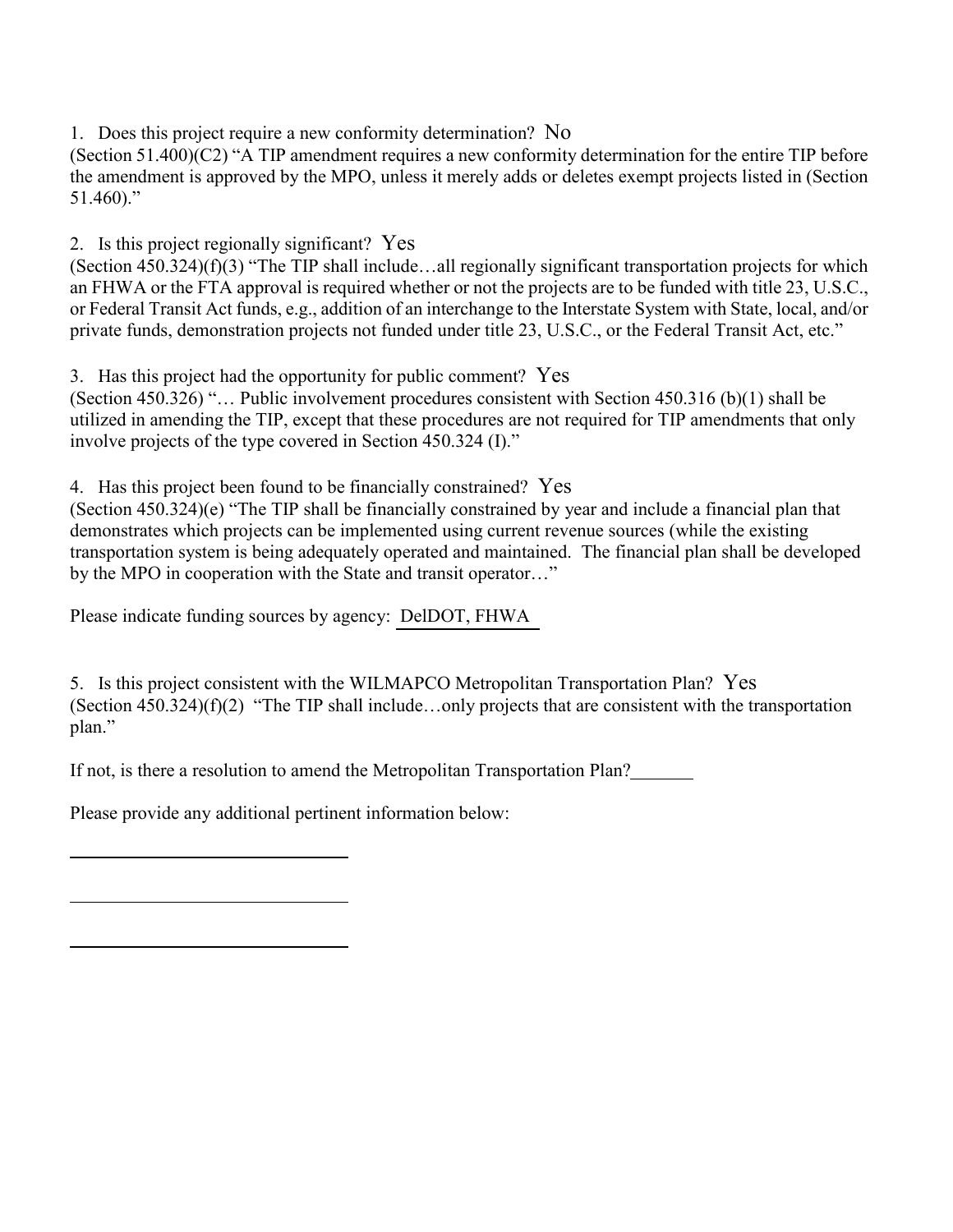1. Does this project require a new conformity determination? No

(Section 51.400)(C2) "A TIP amendment requires a new conformity determination for the entire TIP before the amendment is approved by the MPO, unless it merely adds or deletes exempt projects listed in (Section 51.460)."

2. Is this project regionally significant? Yes

(Section 450.324)(f)(3) "The TIP shall include…all regionally significant transportation projects for which an FHWA or the FTA approval is required whether or not the projects are to be funded with title 23, U.S.C., or Federal Transit Act funds, e.g., addition of an interchange to the Interstate System with State, local, and/or private funds, demonstration projects not funded under title 23, U.S.C., or the Federal Transit Act, etc."

3. Has this project had the opportunity for public comment? Yes

(Section 450.326) "… Public involvement procedures consistent with Section 450.316 (b)(1) shall be utilized in amending the TIP, except that these procedures are not required for TIP amendments that only involve projects of the type covered in Section 450.324 (I)."

4. Has this project been found to be financially constrained? Yes

(Section 450.324)(e) "The TIP shall be financially constrained by year and include a financial plan that demonstrates which projects can be implemented using current revenue sources (while the existing transportation system is being adequately operated and maintained. The financial plan shall be developed by the MPO in cooperation with the State and transit operator…"

Please indicate funding sources by agency: DelDOT, FHWA

5. Is this project consistent with the WILMAPCO Metropolitan Transportation Plan? Yes

(Section 450.324)(f)(2) "The TIP shall include…only projects that are consistent with the transportation plan."

If not, is there a resolution to amend the Metropolitan Transportation Plan?\_\_\_\_\_\_\_

Please provide any additional pertinent information below:

\_\_\_\_\_\_\_\_\_\_\_\_\_\_\_\_\_\_\_\_\_\_\_\_\_\_\_\_\_\_

\_\_\_\_\_\_\_\_\_\_\_\_\_\_\_\_\_\_\_\_\_\_\_\_\_\_\_\_\_\_

\_\_\_\_\_\_\_\_\_\_\_\_\_\_\_\_\_\_\_\_\_\_\_\_\_\_\_\_\_\_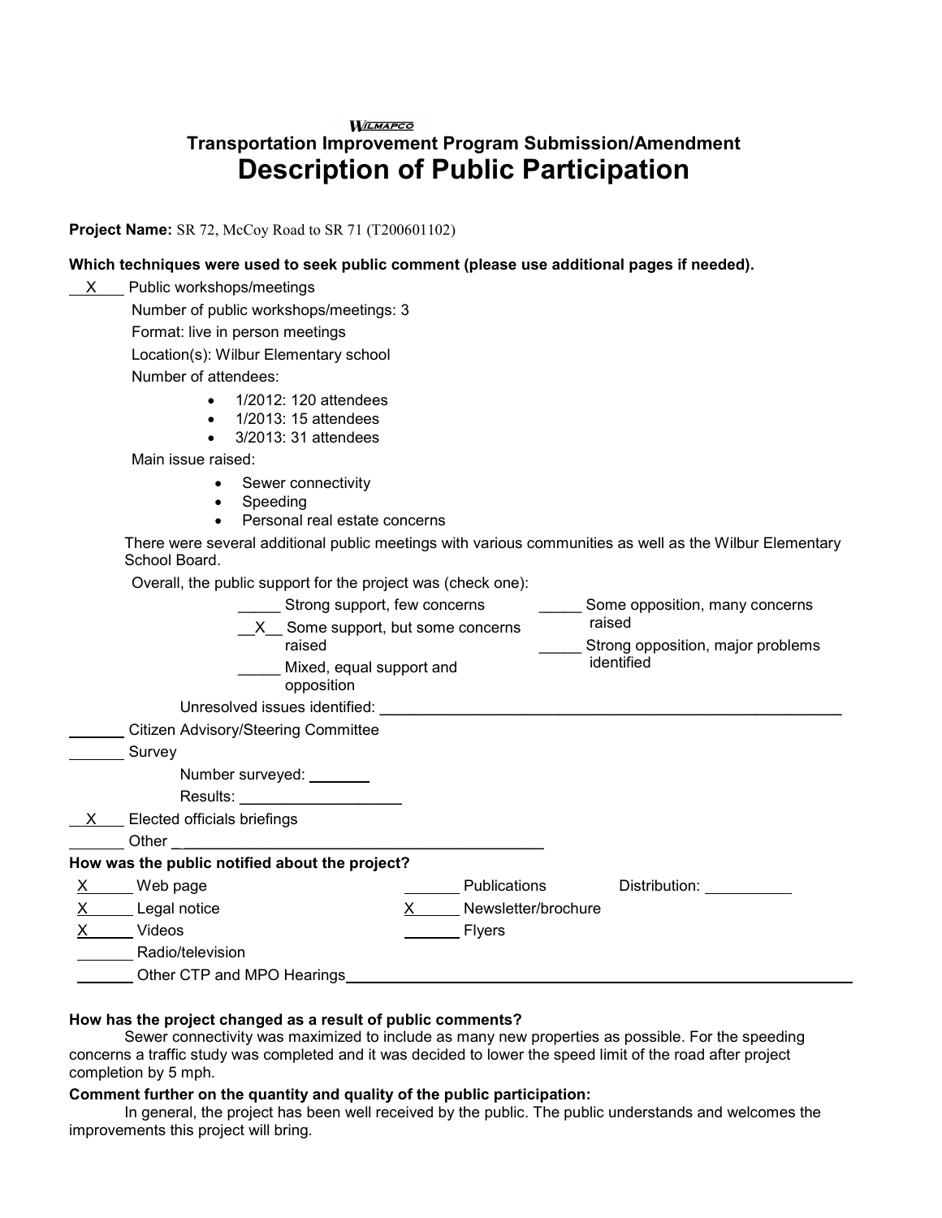WILMAPCO

# Transportation Improvement Program Submission/Amendment

# Description of Public Participation

**Project Name:** SR 72, McCoy Road to SR 71 (T200601102)

**Which techniques were used to seek public comment (please use additional pages if needed).**

__X__ Public workshops/meetings

Number of public workshops/meetings: 3

Format: live in person meetings

Location(s): Wilbur Elementary school

Number of attendees:

- 1/2012: 120 attendees
- 1/2013: 15 attendees
- 3/2013: 31 attendees

Main issue raised:

- Sewer connectivity
- Speeding
- Personal real estate concerns

There were several additional public meetings with various communities as well as the Wilbur Elementary School Board.

Overall, the public support for the project was (check one):

_____ Strong support, few concerns

__X__ Some support, but some concerns raised

_____ Mixed, equal support and opposition

_____ Some opposition, many concerns raised

_____ Strong opposition, major problems identified

Unresolved issues identified: ____________________

_______ Citizen Advisory/Steering Committee

_______ Survey

Number surveyed: _______

Results: ____________________

__X__ Elected officials briefings

_______ Other ____________________

**How was the public notified about the project?**

X_____ Web page

X_____ Legal notice

X_____ Videos

_______ Radio/television

_______ Other CTP and MPO Hearings____________________

_______ Publications     Distribution: __________

X_____ Newsletter/brochure

_______ Flyers

**How has the project changed as a result of public comments?**

Sewer connectivity was maximized to include as many new properties as possible. For the speeding concerns a traffic study was completed and it was decided to lower the speed limit of the road after project completion by 5 mph.

**Comment further on the quantity and quality of the public participation:**

In general, the project has been well received by the public. The public understands and welcomes the improvements this project will bring.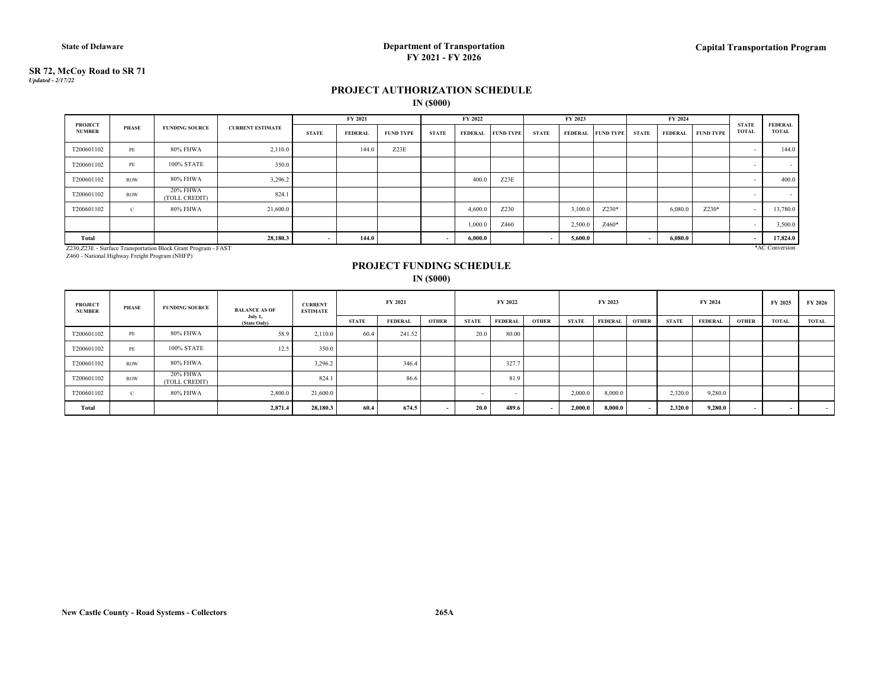State of Delaware

Department of Transportation
FY 2021 - FY 2026

Capital Transportation Program

**SR 72, McCoy Road to SR 71**
*Updated - 2/17/22*

## PROJECT AUTHORIZATION SCHEDULE
**IN ($000)**

| PROJECT NUMBER | PHASE | FUNDING SOURCE | CURRENT ESTIMATE | FY 2021 | | | FY 2022 | | | FY 2023 | | | FY 2024 | | | STATE TOTAL | FEDERAL TOTAL |
|---|---|---|---|---|---|---|---|---|---|---|---|---|---|---|---|---|---|
| | | | | STATE | FEDERAL | FUND TYPE | STATE | FEDERAL | FUND TYPE | STATE | FEDERAL | FUND TYPE | STATE | FEDERAL | FUND TYPE | | |
| T200601102 | PE | 80% FHWA | 2,110.0 | | 144.0 | Z23E | | | | | | | | | | - | 144.0 |
| T200601102 | PE | 100% STATE | 350.0 | | | | | | | | | | | | | - | - |
| T200601102 | ROW | 80% FHWA | 3,296.2 | | | | | 400.0 | Z23E | | | | | | | - | 400.0 |
| T200601102 | ROW | 20% FHWA (TOLL CREDIT) | 824.1 | | | | | | | | | | | | | - | - |
| T200601102 | C | 80% FHWA | 21,600.0 | | | | | 4,600.0 | Z230 | | 3,100.0 | Z230* | | 6,080.0 | Z230* | - | 13,780.0 |
| | | | | | | | | 1,000.0 | Z460 | | 2,500.0 | Z460* | | | | - | 3,500.0 |
| **Total** | | | **28,180.3** | **-** | **144.0** | | **-** | **6,000.0** | | **-** | **5,600.0** | | **-** | **6,080.0** | | **-** | **17,824.0** |

Z230,Z23E - Surface Transportation Block Grant Program - FAST
Z460 - National Highway Freight Program (NHFP)

*AC Conversion

## PROJECT FUNDING SCHEDULE
**IN ($000)**

| PROJECT NUMBER | PHASE | FUNDING SOURCE | BALANCE AS OF July 1, (State Only) | CURRENT ESTIMATE | FY 2021 | | | FY 2022 | | | FY 2023 | | | FY 2024 | | | FY 2025 | FY 2026 |
|---|---|---|---|---|---|---|---|---|---|---|---|---|---|---|---|---|---|---|
| | | | | | STATE | FEDERAL | OTHER | STATE | FEDERAL | OTHER | STATE | FEDERAL | OTHER | STATE | FEDERAL | OTHER | TOTAL | TOTAL |
| T200601102 | PE | 80% FHWA | 58.9 | 2,110.0 | 60.4 | 241.52 | | 20.0 | 80.00 | | | | | | | | | |
| T200601102 | PE | 100% STATE | 12.5 | 350.0 | | | | | | | | | | | | | | |
| T200601102 | ROW | 80% FHWA | | 3,296.2 | | 346.4 | | | 327.7 | | | | | | | | | |
| T200601102 | ROW | 20% FHWA (TOLL CREDIT) | | 824.1 | | 86.6 | | | 81.9 | | | | | | | | | |
| T200601102 | C | 80% FHWA | 2,800.0 | 21,600.0 | | | | - | - | | 2,000.0 | 8,000.0 | | 2,320.0 | 9,280.0 | | | |
| **Total** | | | **2,871.4** | **28,180.3** | **60.4** | **674.5** | **-** | **20.0** | **489.6** | **-** | **2,000.0** | **8,000.0** | **-** | **2,320.0** | **9,280.0** | **-** | **-** | **-** |

New Castle County - Road Systems - Collectors